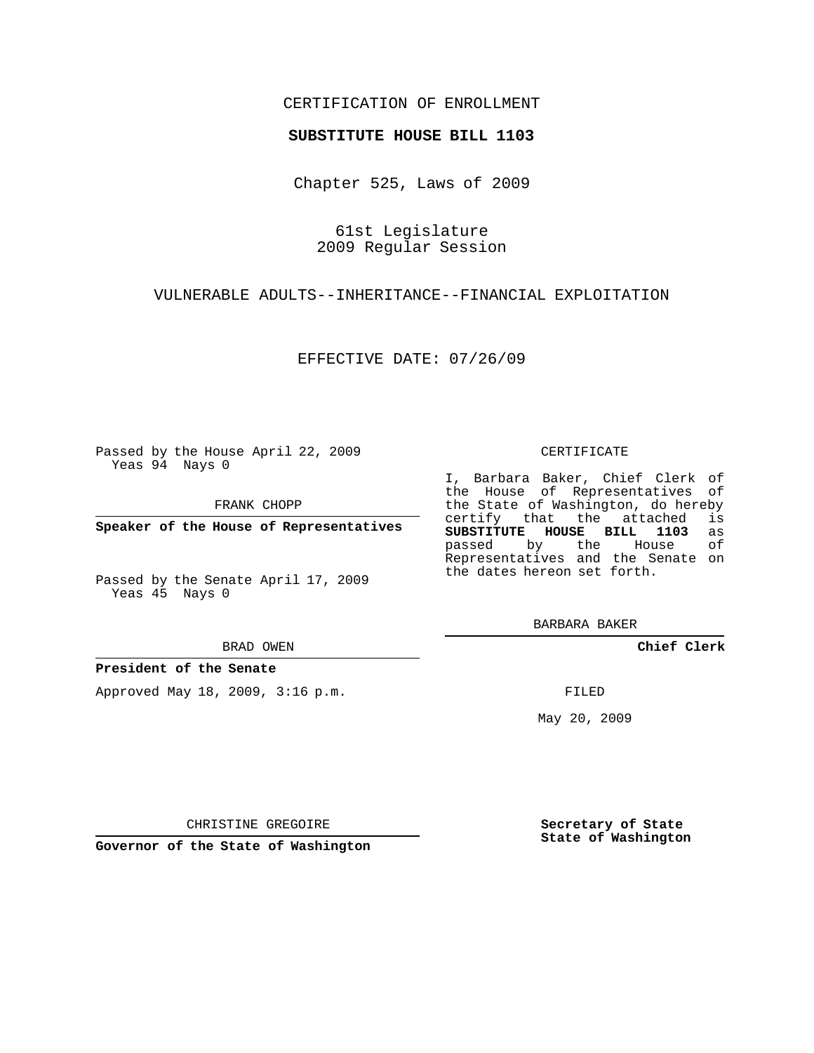CERTIFICATION OF ENROLLMENT

**SUBSTITUTE HOUSE BILL 1103**

Chapter 525, Laws of 2009

61st Legislature
2009 Regular Session

VULNERABLE ADULTS--INHERITANCE--FINANCIAL EXPLOITATION

EFFECTIVE DATE: 07/26/09

Passed by the House April 22, 2009
Yeas 94 Nays 0

FRANK CHOPP

**Speaker of the House of Representatives**

Passed by the Senate April 17, 2009
Yeas 45 Nays 0

BRAD OWEN

**President of the Senate**

Approved May 18, 2009, 3:16 p.m.

CHRISTINE GREGOIRE

**Governor of the State of Washington**

CERTIFICATE

I, Barbara Baker, Chief Clerk of the House of Representatives of the State of Washington, do hereby certify that the attached is **SUBSTITUTE HOUSE BILL 1103** as passed by the House of Representatives and the Senate on the dates hereon set forth.

BARBARA BAKER

**Chief Clerk**

FILED

May 20, 2009

**Secretary of State**
**State of Washington**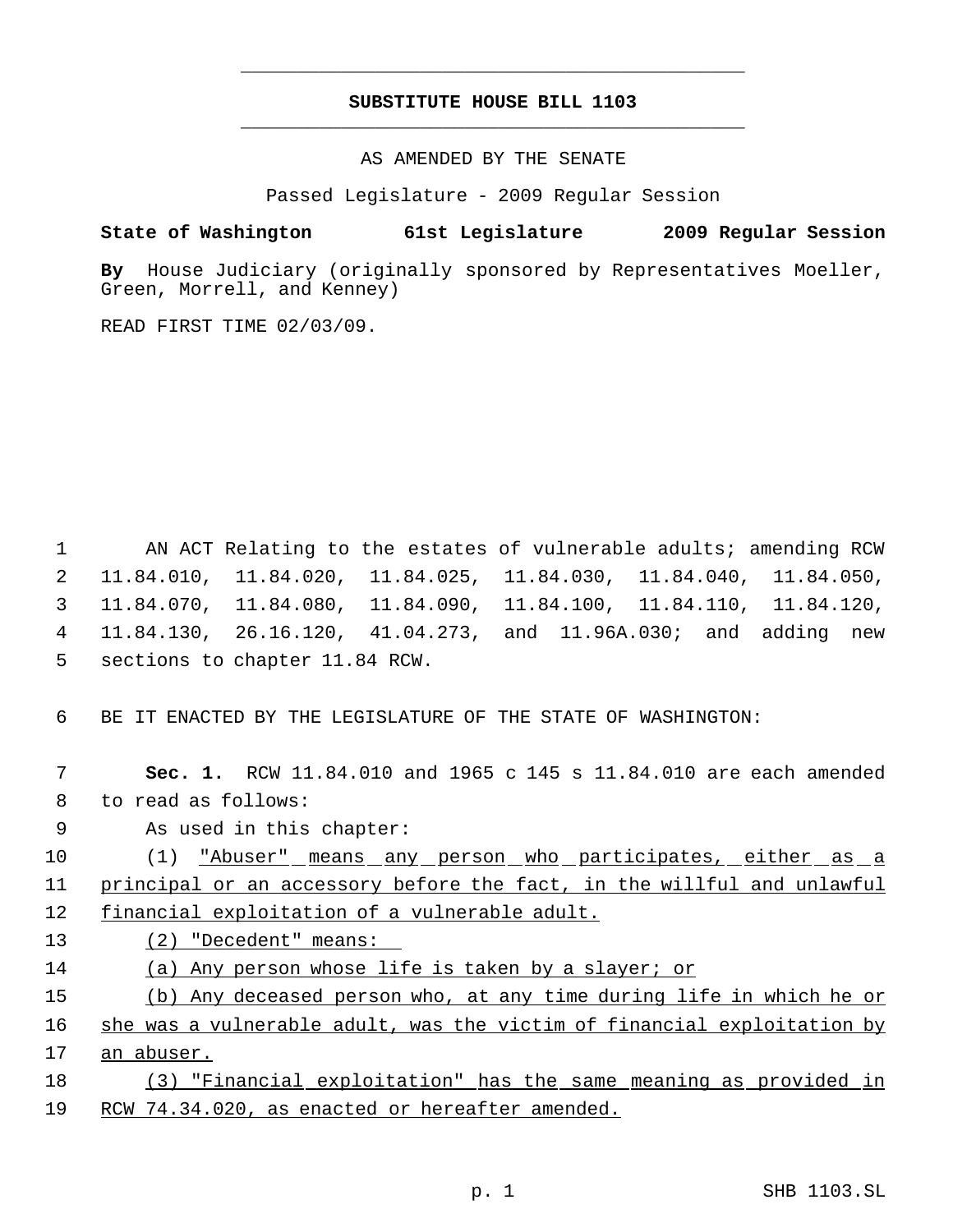# SUBSTITUTE HOUSE BILL 1103

AS AMENDED BY THE SENATE

Passed Legislature - 2009 Regular Session

**State of Washington 61st Legislature 2009 Regular Session**

**By** House Judiciary (originally sponsored by Representatives Moeller, Green, Morrell, and Kenney)

READ FIRST TIME 02/03/09.

1 AN ACT Relating to the estates of vulnerable adults; amending RCW
2 11.84.010, 11.84.020, 11.84.025, 11.84.030, 11.84.040, 11.84.050,
3 11.84.070, 11.84.080, 11.84.090, 11.84.100, 11.84.110, 11.84.120,
4 11.84.130, 26.16.120, 41.04.273, and 11.96A.030; and adding new
5 sections to chapter 11.84 RCW.

6 BE IT ENACTED BY THE LEGISLATURE OF THE STATE OF WASHINGTON:

7 **Sec. 1.** RCW 11.84.010 and 1965 c 145 s 11.84.010 are each amended
8 to read as follows:

9 As used in this chapter:

10 (1) "Abuser" means any person who participates, either as a
11 principal or an accessory before the fact, in the willful and unlawful
12 financial exploitation of a vulnerable adult.

13 (2) "Decedent" means:

14 (a) Any person whose life is taken by a slayer; or

15 (b) Any deceased person who, at any time during life in which he or
16 she was a vulnerable adult, was the victim of financial exploitation by
17 an abuser.

18 (3) "Financial exploitation" has the same meaning as provided in
19 RCW 74.34.020, as enacted or hereafter amended.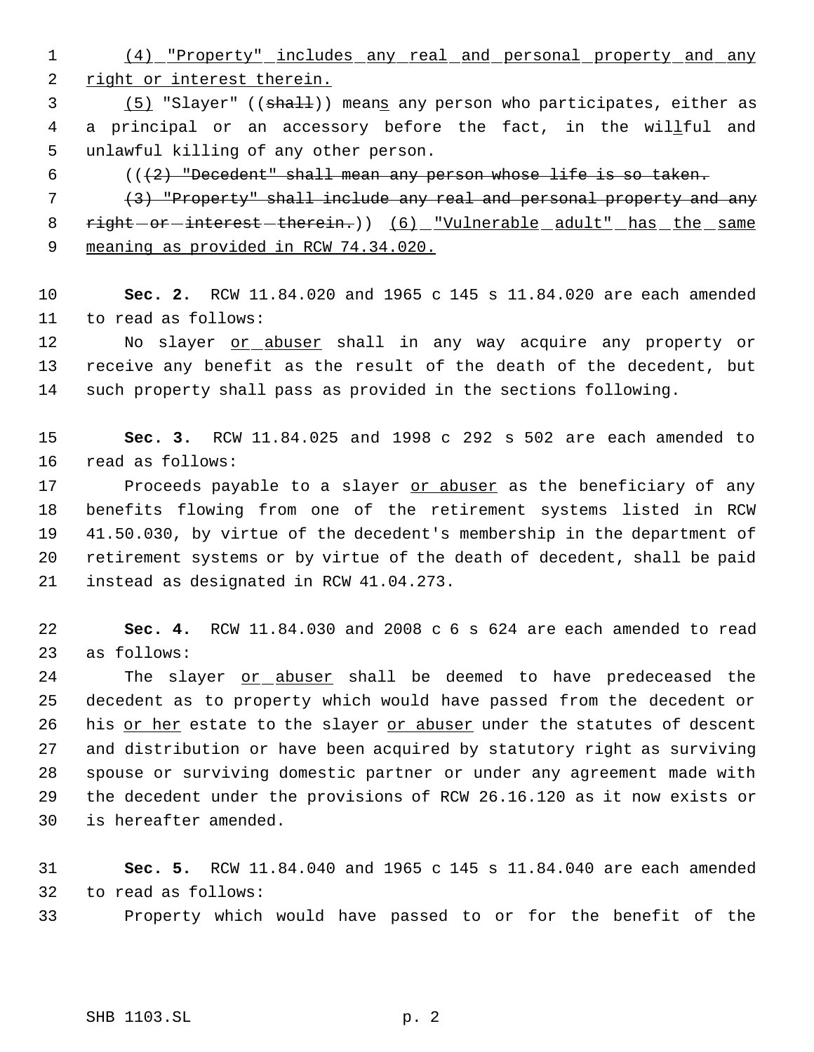(4) "Property" includes any real and personal property and any right or interest therein.

(5) "Slayer" ((shall)) means any person who participates, either as a principal or an accessory before the fact, in the willful and unlawful killing of any other person.

(((2) "Decedent" shall mean any person whose life is so taken.

(3) "Property" shall include any real and personal property and any right or interest therein.)) (6) "Vulnerable adult" has the same meaning as provided in RCW 74.34.020.

**Sec. 2.** RCW 11.84.020 and 1965 c 145 s 11.84.020 are each amended to read as follows:

No slayer or abuser shall in any way acquire any property or receive any benefit as the result of the death of the decedent, but such property shall pass as provided in the sections following.

**Sec. 3.** RCW 11.84.025 and 1998 c 292 s 502 are each amended to read as follows:

Proceeds payable to a slayer or abuser as the beneficiary of any benefits flowing from one of the retirement systems listed in RCW 41.50.030, by virtue of the decedent's membership in the department of retirement systems or by virtue of the death of decedent, shall be paid instead as designated in RCW 41.04.273.

**Sec. 4.** RCW 11.84.030 and 2008 c 6 s 624 are each amended to read as follows:

The slayer or abuser shall be deemed to have predeceased the decedent as to property which would have passed from the decedent or his or her estate to the slayer or abuser under the statutes of descent and distribution or have been acquired by statutory right as surviving spouse or surviving domestic partner or under any agreement made with the decedent under the provisions of RCW 26.16.120 as it now exists or is hereafter amended.

**Sec. 5.** RCW 11.84.040 and 1965 c 145 s 11.84.040 are each amended to read as follows:

Property which would have passed to or for the benefit of the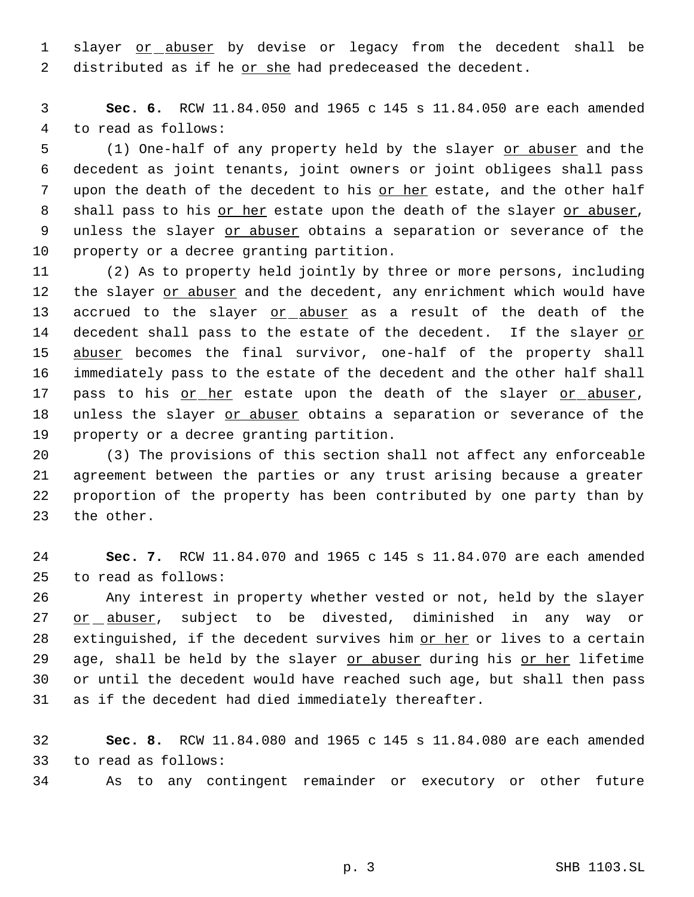slayer or abuser by devise or legacy from the decedent shall be distributed as if he or she had predeceased the decedent.

**Sec. 6.** RCW 11.84.050 and 1965 c 145 s 11.84.050 are each amended to read as follows:

(1) One-half of any property held by the slayer or abuser and the decedent as joint tenants, joint owners or joint obligees shall pass upon the death of the decedent to his or her estate, and the other half shall pass to his or her estate upon the death of the slayer or abuser, unless the slayer or abuser obtains a separation or severance of the property or a decree granting partition.

(2) As to property held jointly by three or more persons, including the slayer or abuser and the decedent, any enrichment which would have accrued to the slayer or abuser as a result of the death of the decedent shall pass to the estate of the decedent. If the slayer or abuser becomes the final survivor, one-half of the property shall immediately pass to the estate of the decedent and the other half shall pass to his or her estate upon the death of the slayer or abuser, unless the slayer or abuser obtains a separation or severance of the property or a decree granting partition.

(3) The provisions of this section shall not affect any enforceable agreement between the parties or any trust arising because a greater proportion of the property has been contributed by one party than by the other.

**Sec. 7.** RCW 11.84.070 and 1965 c 145 s 11.84.070 are each amended to read as follows:

Any interest in property whether vested or not, held by the slayer or abuser, subject to be divested, diminished in any way or extinguished, if the decedent survives him or her or lives to a certain age, shall be held by the slayer or abuser during his or her lifetime or until the decedent would have reached such age, but shall then pass as if the decedent had died immediately thereafter.

**Sec. 8.** RCW 11.84.080 and 1965 c 145 s 11.84.080 are each amended to read as follows:

As to any contingent remainder or executory or other future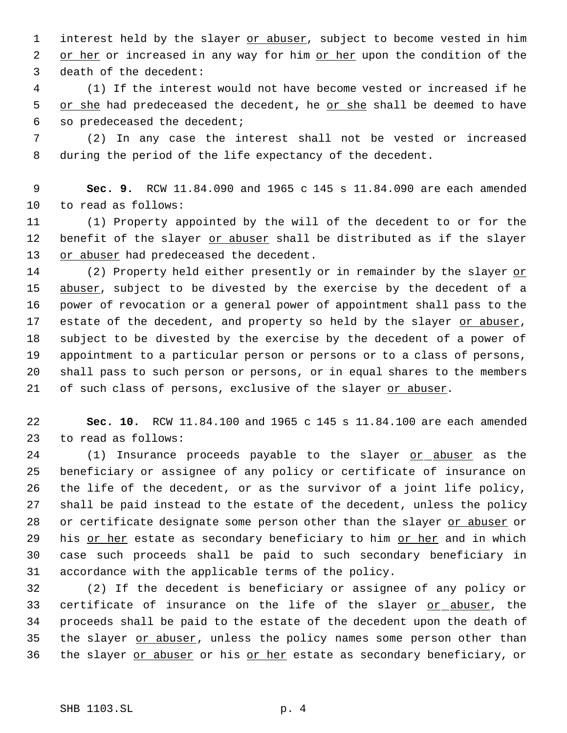interest held by the slayer <u>or abuser</u>, subject to become vested in him <u>or her</u> or increased in any way for him <u>or her</u> upon the condition of the death of the decedent:

(1) If the interest would not have become vested or increased if he <u>or she</u> had predeceased the decedent, he <u>or she</u> shall be deemed to have so predeceased the decedent;

(2) In any case the interest shall not be vested or increased during the period of the life expectancy of the decedent.

**Sec. 9.** RCW 11.84.090 and 1965 c 145 s 11.84.090 are each amended to read as follows:

(1) Property appointed by the will of the decedent to or for the benefit of the slayer <u>or abuser</u> shall be distributed as if the slayer <u>or abuser</u> had predeceased the decedent.

(2) Property held either presently or in remainder by the slayer <u>or abuser</u>, subject to be divested by the exercise by the decedent of a power of revocation or a general power of appointment shall pass to the estate of the decedent, and property so held by the slayer <u>or abuser</u>, subject to be divested by the exercise by the decedent of a power of appointment to a particular person or persons or to a class of persons, shall pass to such person or persons, or in equal shares to the members of such class of persons, exclusive of the slayer <u>or abuser</u>.

**Sec. 10.** RCW 11.84.100 and 1965 c 145 s 11.84.100 are each amended to read as follows:

(1) Insurance proceeds payable to the slayer <u>or abuser</u> as the beneficiary or assignee of any policy or certificate of insurance on the life of the decedent, or as the survivor of a joint life policy, shall be paid instead to the estate of the decedent, unless the policy or certificate designate some person other than the slayer <u>or abuser</u> or his <u>or her</u> estate as secondary beneficiary to him <u>or her</u> and in which case such proceeds shall be paid to such secondary beneficiary in accordance with the applicable terms of the policy.

(2) If the decedent is beneficiary or assignee of any policy or certificate of insurance on the life of the slayer <u>or abuser</u>, the proceeds shall be paid to the estate of the decedent upon the death of the slayer <u>or abuser</u>, unless the policy names some person other than the slayer <u>or abuser</u> or his <u>or her</u> estate as secondary beneficiary, or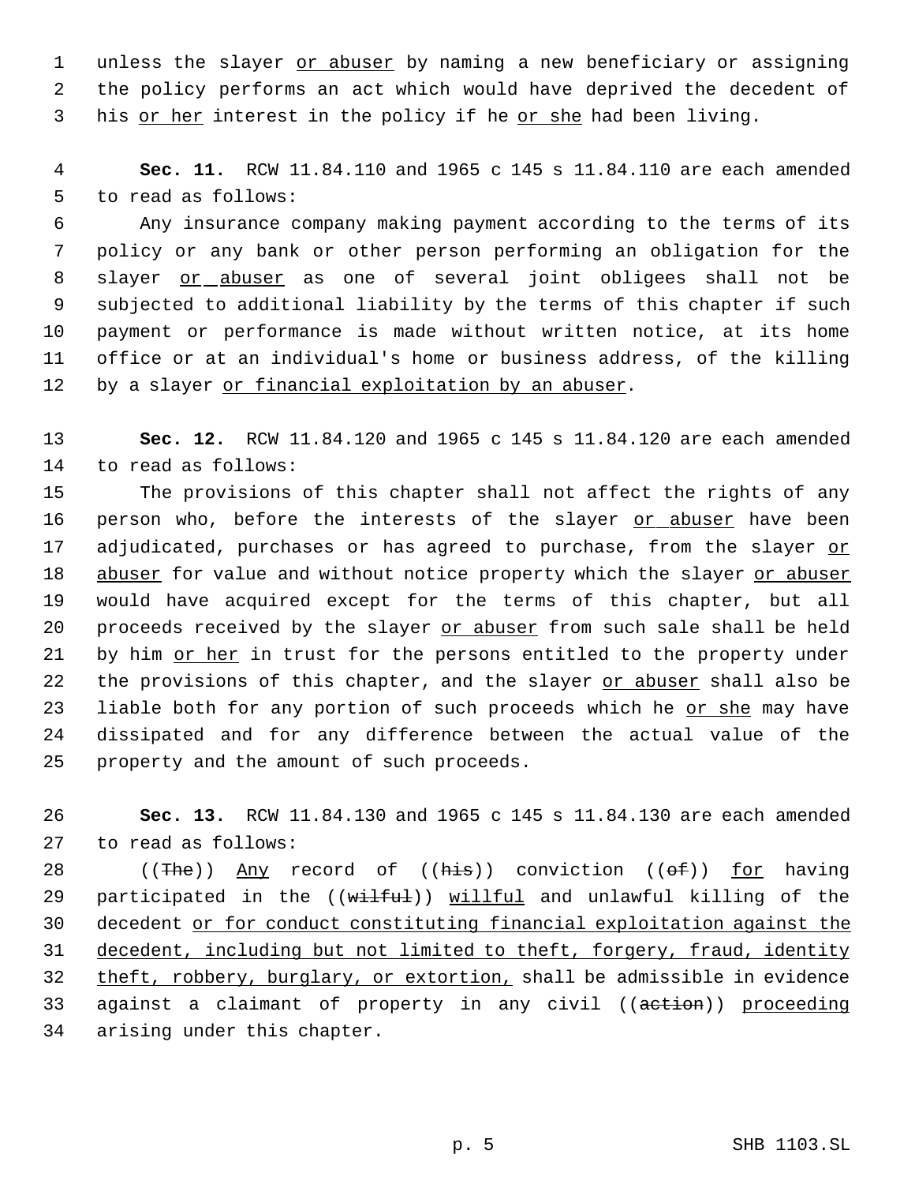unless the slayer or abuser by naming a new beneficiary or assigning the policy performs an act which would have deprived the decedent of his or her interest in the policy if he or she had been living.

**Sec. 11.** RCW 11.84.110 and 1965 c 145 s 11.84.110 are each amended to read as follows:

Any insurance company making payment according to the terms of its policy or any bank or other person performing an obligation for the slayer or abuser as one of several joint obligees shall not be subjected to additional liability by the terms of this chapter if such payment or performance is made without written notice, at its home office or at an individual's home or business address, of the killing by a slayer or financial exploitation by an abuser.

**Sec. 12.** RCW 11.84.120 and 1965 c 145 s 11.84.120 are each amended to read as follows:

The provisions of this chapter shall not affect the rights of any person who, before the interests of the slayer or abuser have been adjudicated, purchases or has agreed to purchase, from the slayer or abuser for value and without notice property which the slayer or abuser would have acquired except for the terms of this chapter, but all proceeds received by the slayer or abuser from such sale shall be held by him or her in trust for the persons entitled to the property under the provisions of this chapter, and the slayer or abuser shall also be liable both for any portion of such proceeds which he or she may have dissipated and for any difference between the actual value of the property and the amount of such proceeds.

**Sec. 13.** RCW 11.84.130 and 1965 c 145 s 11.84.130 are each amended to read as follows:

((~~The~~)) Any record of ((~~his~~)) conviction ((~~of~~)) for having participated in the ((~~wilful~~)) willful and unlawful killing of the decedent or for conduct constituting financial exploitation against the decedent, including but not limited to theft, forgery, fraud, identity theft, robbery, burglary, or extortion, shall be admissible in evidence against a claimant of property in any civil ((~~action~~)) proceeding arising under this chapter.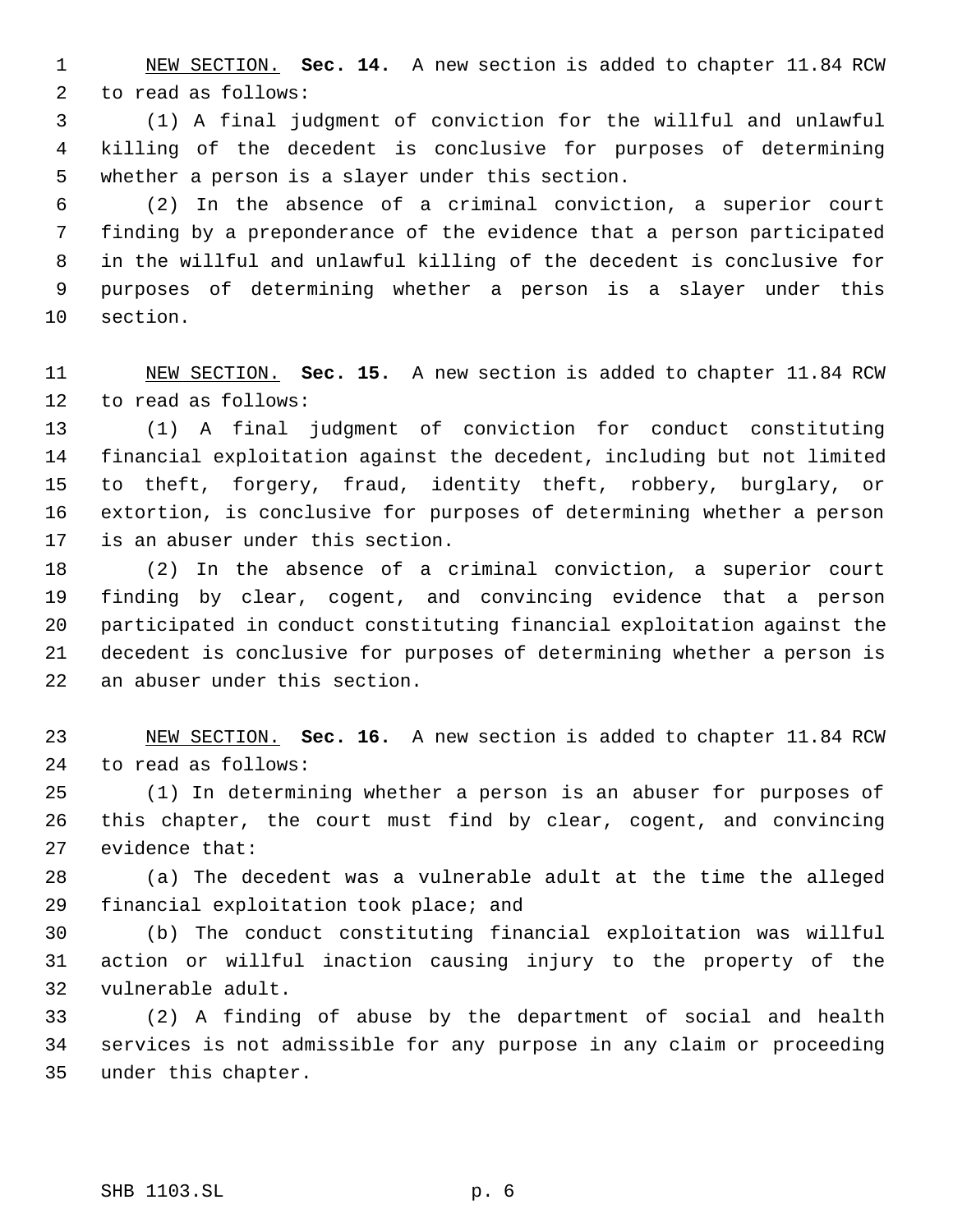<u>NEW SECTION.</u> **Sec. 14.** A new section is added to chapter 11.84 RCW to read as follows:

(1) A final judgment of conviction for the willful and unlawful killing of the decedent is conclusive for purposes of determining whether a person is a slayer under this section.

(2) In the absence of a criminal conviction, a superior court finding by a preponderance of the evidence that a person participated in the willful and unlawful killing of the decedent is conclusive for purposes of determining whether a person is a slayer under this section.

<u>NEW SECTION.</u> **Sec. 15.** A new section is added to chapter 11.84 RCW to read as follows:

(1) A final judgment of conviction for conduct constituting financial exploitation against the decedent, including but not limited to theft, forgery, fraud, identity theft, robbery, burglary, or extortion, is conclusive for purposes of determining whether a person is an abuser under this section.

(2) In the absence of a criminal conviction, a superior court finding by clear, cogent, and convincing evidence that a person participated in conduct constituting financial exploitation against the decedent is conclusive for purposes of determining whether a person is an abuser under this section.

<u>NEW SECTION.</u> **Sec. 16.** A new section is added to chapter 11.84 RCW to read as follows:

(1) In determining whether a person is an abuser for purposes of this chapter, the court must find by clear, cogent, and convincing evidence that:

(a) The decedent was a vulnerable adult at the time the alleged financial exploitation took place; and

(b) The conduct constituting financial exploitation was willful action or willful inaction causing injury to the property of the vulnerable adult.

(2) A finding of abuse by the department of social and health services is not admissible for any purpose in any claim or proceeding under this chapter.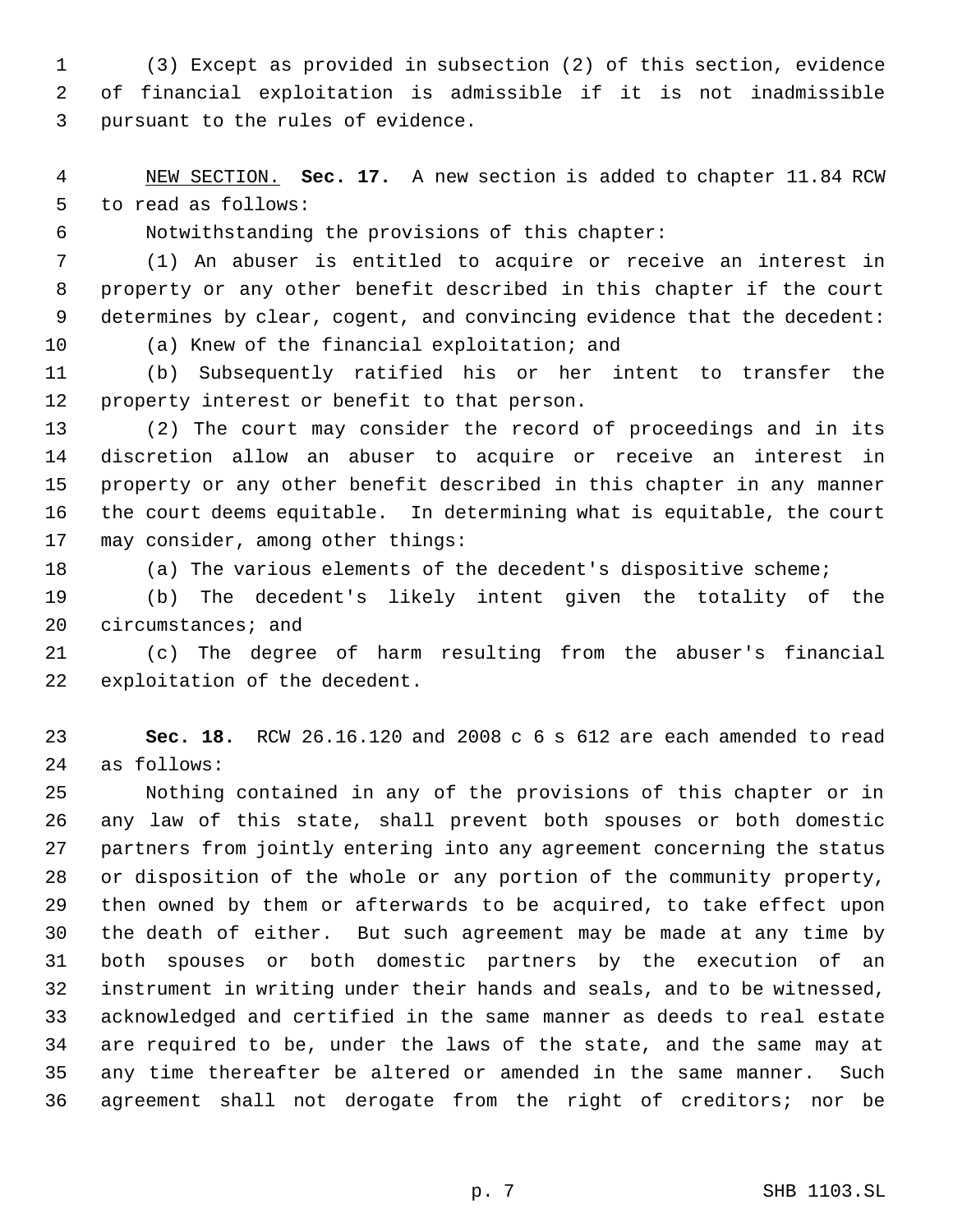(3) Except as provided in subsection (2) of this section, evidence of financial exploitation is admissible if it is not inadmissible pursuant to the rules of evidence.

NEW SECTION. **Sec. 17.** A new section is added to chapter 11.84 RCW to read as follows:

Notwithstanding the provisions of this chapter:

(1) An abuser is entitled to acquire or receive an interest in property or any other benefit described in this chapter if the court determines by clear, cogent, and convincing evidence that the decedent:

(a) Knew of the financial exploitation; and

(b) Subsequently ratified his or her intent to transfer the property interest or benefit to that person.

(2) The court may consider the record of proceedings and in its discretion allow an abuser to acquire or receive an interest in property or any other benefit described in this chapter in any manner the court deems equitable. In determining what is equitable, the court may consider, among other things:

(a) The various elements of the decedent's dispositive scheme;

(b) The decedent's likely intent given the totality of the circumstances; and

(c) The degree of harm resulting from the abuser's financial exploitation of the decedent.

**Sec. 18.** RCW 26.16.120 and 2008 c 6 s 612 are each amended to read as follows:

Nothing contained in any of the provisions of this chapter or in any law of this state, shall prevent both spouses or both domestic partners from jointly entering into any agreement concerning the status or disposition of the whole or any portion of the community property, then owned by them or afterwards to be acquired, to take effect upon the death of either. But such agreement may be made at any time by both spouses or both domestic partners by the execution of an instrument in writing under their hands and seals, and to be witnessed, acknowledged and certified in the same manner as deeds to real estate are required to be, under the laws of the state, and the same may at any time thereafter be altered or amended in the same manner. Such agreement shall not derogate from the right of creditors; nor be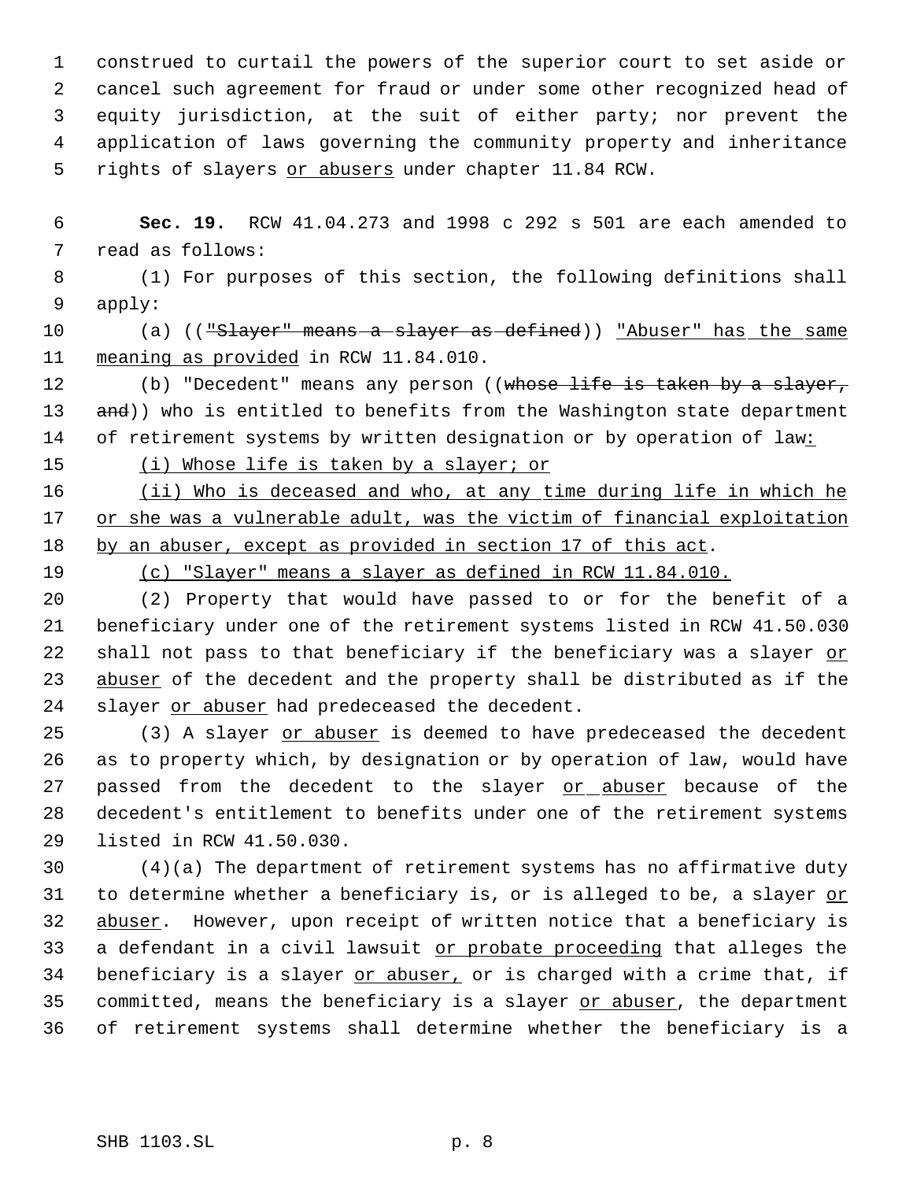construed to curtail the powers of the superior court to set aside or cancel such agreement for fraud or under some other recognized head of equity jurisdiction, at the suit of either party; nor prevent the application of laws governing the community property and inheritance rights of slayers or abusers under chapter 11.84 RCW.

**Sec. 19.** RCW 41.04.273 and 1998 c 292 s 501 are each amended to read as follows:

(1) For purposes of this section, the following definitions shall apply:

(a) (("Slayer" means a slayer as defined)) "Abuser" has the same meaning as provided in RCW 11.84.010.

(b) "Decedent" means any person ((whose life is taken by a slayer, and)) who is entitled to benefits from the Washington state department of retirement systems by written designation or by operation of law:

(i) Whose life is taken by a slayer; or

(ii) Who is deceased and who, at any time during life in which he or she was a vulnerable adult, was the victim of financial exploitation by an abuser, except as provided in section 17 of this act.

(c) "Slayer" means a slayer as defined in RCW 11.84.010.

(2) Property that would have passed to or for the benefit of a beneficiary under one of the retirement systems listed in RCW 41.50.030 shall not pass to that beneficiary if the beneficiary was a slayer or abuser of the decedent and the property shall be distributed as if the slayer or abuser had predeceased the decedent.

(3) A slayer or abuser is deemed to have predeceased the decedent as to property which, by designation or by operation of law, would have passed from the decedent to the slayer or abuser because of the decedent's entitlement to benefits under one of the retirement systems listed in RCW 41.50.030.

(4)(a) The department of retirement systems has no affirmative duty to determine whether a beneficiary is, or is alleged to be, a slayer or abuser. However, upon receipt of written notice that a beneficiary is a defendant in a civil lawsuit or probate proceeding that alleges the beneficiary is a slayer or abuser, or is charged with a crime that, if committed, means the beneficiary is a slayer or abuser, the department of retirement systems shall determine whether the beneficiary is a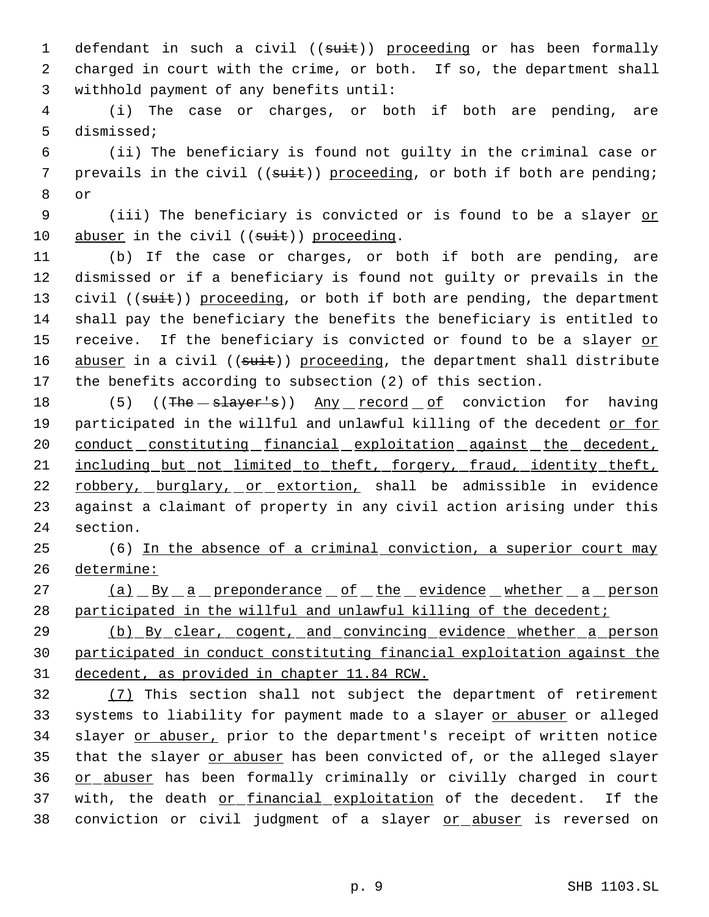defendant in such a civil ((~~suit~~)) <u>proceeding</u> or has been formally charged in court with the crime, or both. If so, the department shall withhold payment of any benefits until:

(i) The case or charges, or both if both are pending, are dismissed;

(ii) The beneficiary is found not guilty in the criminal case or prevails in the civil ((~~suit~~)) <u>proceeding</u>, or both if both are pending; or

(iii) The beneficiary is convicted or is found to be a slayer <u>or abuser</u> in the civil ((~~suit~~)) <u>proceeding</u>.

(b) If the case or charges, or both if both are pending, are dismissed or if a beneficiary is found not guilty or prevails in the civil ((~~suit~~)) <u>proceeding</u>, or both if both are pending, the department shall pay the beneficiary the benefits the beneficiary is entitled to receive. If the beneficiary is convicted or found to be a slayer <u>or abuser</u> in a civil ((~~suit~~)) <u>proceeding</u>, the department shall distribute the benefits according to subsection (2) of this section.

(5) ((~~The slayer's~~)) <u>Any record of</u> conviction for having participated in the willful and unlawful killing of the decedent <u>or for conduct constituting financial exploitation against the decedent, including but not limited to theft, forgery, fraud, identity theft, robbery, burglary, or extortion,</u> shall be admissible in evidence against a claimant of property in any civil action arising under this section.

(6) <u>In the absence of a criminal conviction, a superior court may determine:</u>

<u>(a) By a preponderance of the evidence whether a person participated in the willful and unlawful killing of the decedent;</u>

<u>(b) By clear, cogent, and convincing evidence whether a person participated in conduct constituting financial exploitation against the decedent, as provided in chapter 11.84 RCW.</u>

<u>(7)</u> This section shall not subject the department of retirement systems to liability for payment made to a slayer <u>or abuser</u> or alleged slayer <u>or abuser,</u> prior to the department's receipt of written notice that the slayer <u>or abuser</u> has been convicted of, or the alleged slayer <u>or abuser</u> has been formally criminally or civilly charged in court with, the death <u>or financial exploitation</u> of the decedent. If the conviction or civil judgment of a slayer <u>or abuser</u> is reversed on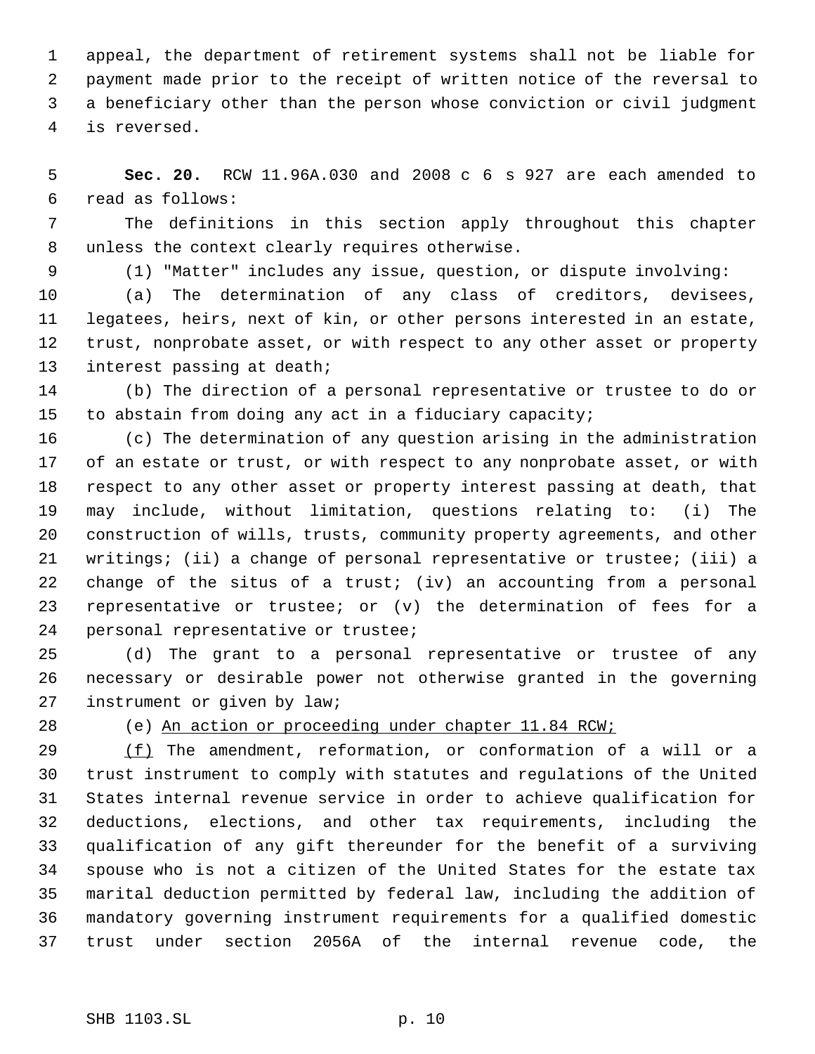appeal, the department of retirement systems shall not be liable for payment made prior to the receipt of written notice of the reversal to a beneficiary other than the person whose conviction or civil judgment is reversed.

**Sec. 20.** RCW 11.96A.030 and 2008 c 6 s 927 are each amended to read as follows:

The definitions in this section apply throughout this chapter unless the context clearly requires otherwise.

(1) "Matter" includes any issue, question, or dispute involving:

(a) The determination of any class of creditors, devisees, legatees, heirs, next of kin, or other persons interested in an estate, trust, nonprobate asset, or with respect to any other asset or property interest passing at death;

(b) The direction of a personal representative or trustee to do or to abstain from doing any act in a fiduciary capacity;

(c) The determination of any question arising in the administration of an estate or trust, or with respect to any nonprobate asset, or with respect to any other asset or property interest passing at death, that may include, without limitation, questions relating to: (i) The construction of wills, trusts, community property agreements, and other writings; (ii) a change of personal representative or trustee; (iii) a change of the situs of a trust; (iv) an accounting from a personal representative or trustee; or (v) the determination of fees for a personal representative or trustee;

(d) The grant to a personal representative or trustee of any necessary or desirable power not otherwise granted in the governing instrument or given by law;

(e) <u>An action or proceeding under chapter 11.84 RCW;</u>

<u>(f)</u> The amendment, reformation, or conformation of a will or a trust instrument to comply with statutes and regulations of the United States internal revenue service in order to achieve qualification for deductions, elections, and other tax requirements, including the qualification of any gift thereunder for the benefit of a surviving spouse who is not a citizen of the United States for the estate tax marital deduction permitted by federal law, including the addition of mandatory governing instrument requirements for a qualified domestic trust under section 2056A of the internal revenue code, the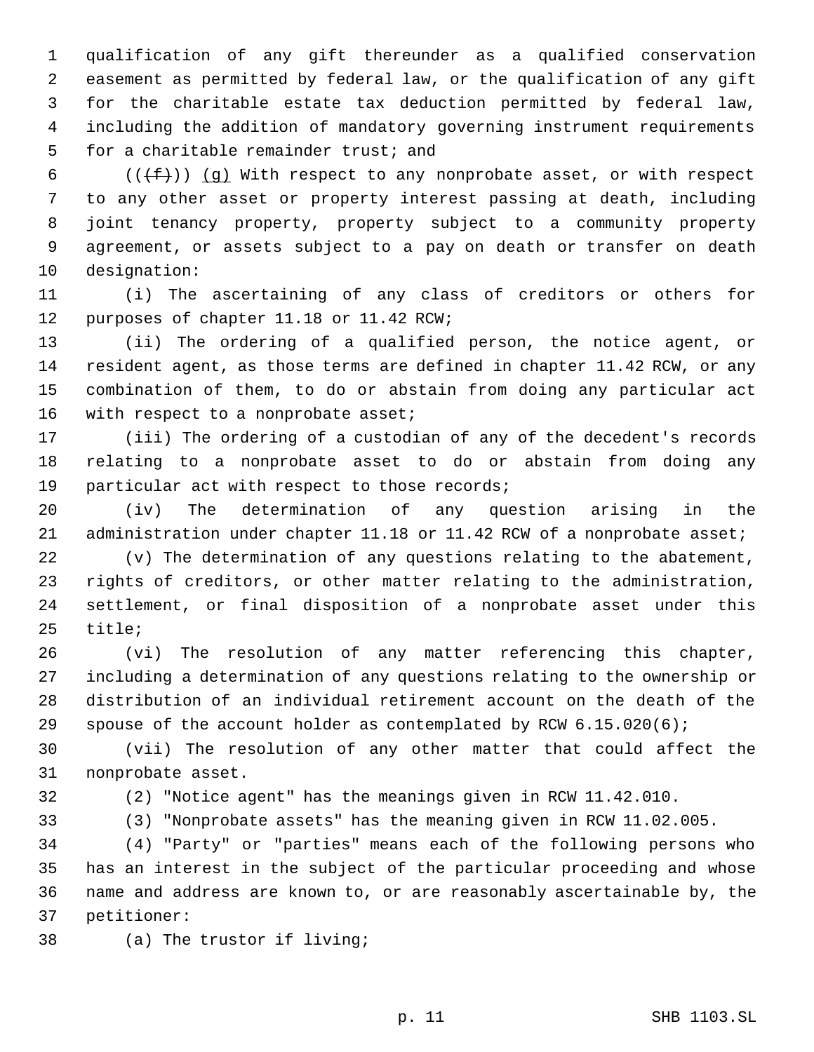qualification of any gift thereunder as a qualified conservation easement as permitted by federal law, or the qualification of any gift for the charitable estate tax deduction permitted by federal law, including the addition of mandatory governing instrument requirements for a charitable remainder trust; and

((~~(f)~~)) (g) With respect to any nonprobate asset, or with respect to any other asset or property interest passing at death, including joint tenancy property, property subject to a community property agreement, or assets subject to a pay on death or transfer on death designation:

(i) The ascertaining of any class of creditors or others for purposes of chapter 11.18 or 11.42 RCW;

(ii) The ordering of a qualified person, the notice agent, or resident agent, as those terms are defined in chapter 11.42 RCW, or any combination of them, to do or abstain from doing any particular act with respect to a nonprobate asset;

(iii) The ordering of a custodian of any of the decedent's records relating to a nonprobate asset to do or abstain from doing any particular act with respect to those records;

(iv) The determination of any question arising in the administration under chapter 11.18 or 11.42 RCW of a nonprobate asset;

(v) The determination of any questions relating to the abatement, rights of creditors, or other matter relating to the administration, settlement, or final disposition of a nonprobate asset under this title;

(vi) The resolution of any matter referencing this chapter, including a determination of any questions relating to the ownership or distribution of an individual retirement account on the death of the spouse of the account holder as contemplated by RCW 6.15.020(6);

(vii) The resolution of any other matter that could affect the nonprobate asset.

(2) "Notice agent" has the meanings given in RCW 11.42.010.

(3) "Nonprobate assets" has the meaning given in RCW 11.02.005.

(4) "Party" or "parties" means each of the following persons who has an interest in the subject of the particular proceeding and whose name and address are known to, or are reasonably ascertainable by, the petitioner:

(a) The trustor if living;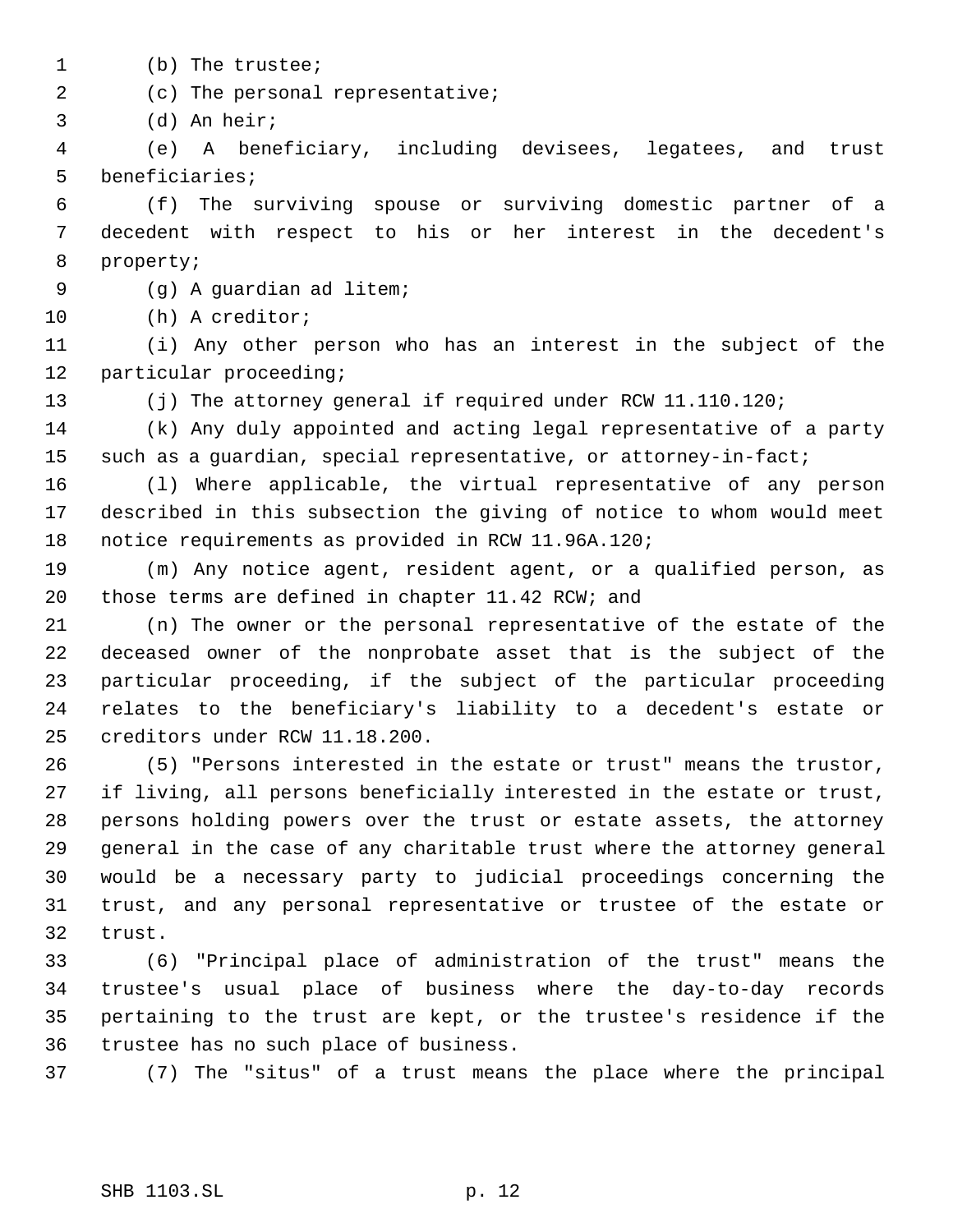(b) The trustee;

(c) The personal representative;

(d) An heir;

(e) A beneficiary, including devisees, legatees, and trust beneficiaries;

(f) The surviving spouse or surviving domestic partner of a decedent with respect to his or her interest in the decedent's property;

(g) A guardian ad litem;

(h) A creditor;

(i) Any other person who has an interest in the subject of the particular proceeding;

(j) The attorney general if required under RCW 11.110.120;

(k) Any duly appointed and acting legal representative of a party such as a guardian, special representative, or attorney-in-fact;

(l) Where applicable, the virtual representative of any person described in this subsection the giving of notice to whom would meet notice requirements as provided in RCW 11.96A.120;

(m) Any notice agent, resident agent, or a qualified person, as those terms are defined in chapter 11.42 RCW; and

(n) The owner or the personal representative of the estate of the deceased owner of the nonprobate asset that is the subject of the particular proceeding, if the subject of the particular proceeding relates to the beneficiary's liability to a decedent's estate or creditors under RCW 11.18.200.

(5) "Persons interested in the estate or trust" means the trustor, if living, all persons beneficially interested in the estate or trust, persons holding powers over the trust or estate assets, the attorney general in the case of any charitable trust where the attorney general would be a necessary party to judicial proceedings concerning the trust, and any personal representative or trustee of the estate or trust.

(6) "Principal place of administration of the trust" means the trustee's usual place of business where the day-to-day records pertaining to the trust are kept, or the trustee's residence if the trustee has no such place of business.

(7) The "situs" of a trust means the place where the principal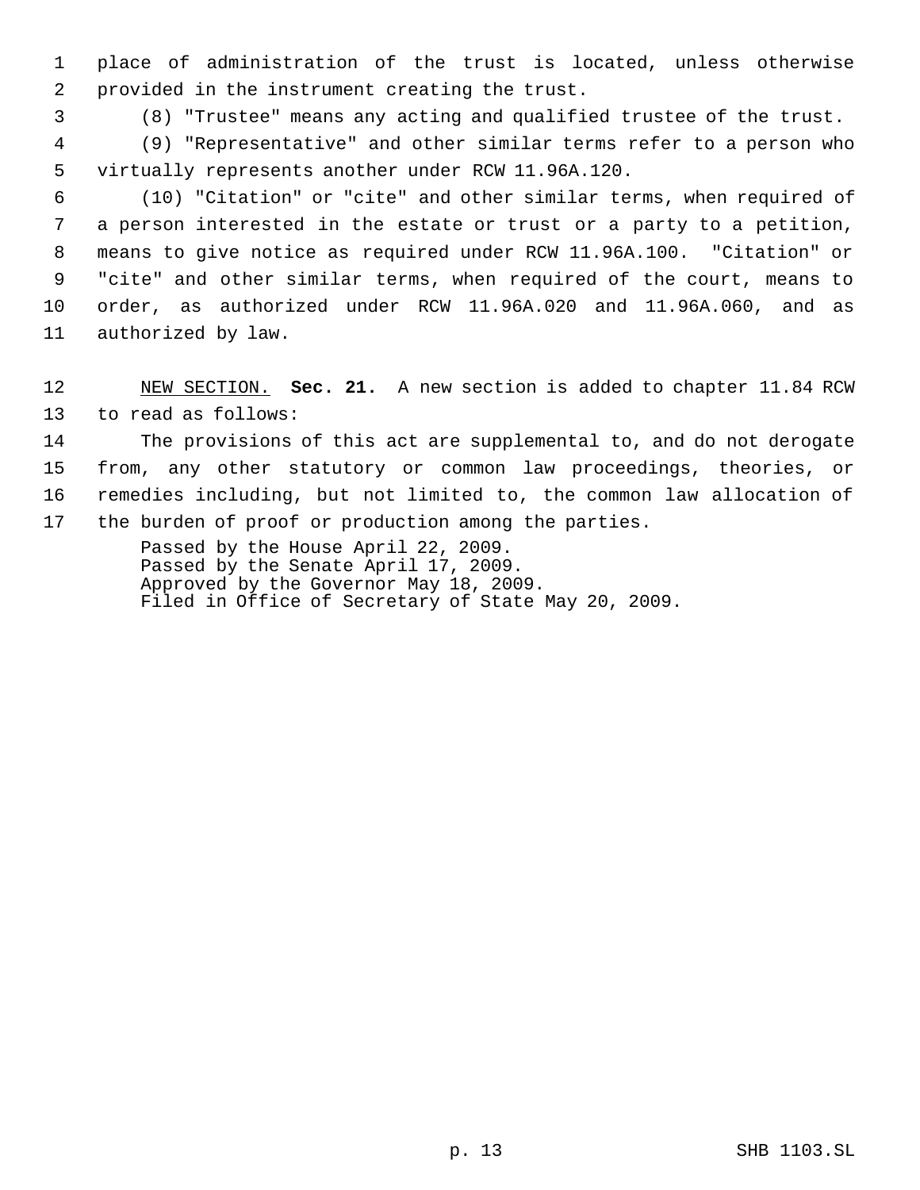place of administration of the trust is located, unless otherwise provided in the instrument creating the trust.

(8) "Trustee" means any acting and qualified trustee of the trust.

(9) "Representative" and other similar terms refer to a person who virtually represents another under RCW 11.96A.120.

(10) "Citation" or "cite" and other similar terms, when required of a person interested in the estate or trust or a party to a petition, means to give notice as required under RCW 11.96A.100. "Citation" or "cite" and other similar terms, when required of the court, means to order, as authorized under RCW 11.96A.020 and 11.96A.060, and as authorized by law.

NEW SECTION. **Sec. 21.** A new section is added to chapter 11.84 RCW to read as follows:

The provisions of this act are supplemental to, and do not derogate from, any other statutory or common law proceedings, theories, or remedies including, but not limited to, the common law allocation of the burden of proof or production among the parties.

Passed by the House April 22, 2009.
Passed by the Senate April 17, 2009.
Approved by the Governor May 18, 2009.
Filed in Office of Secretary of State May 20, 2009.